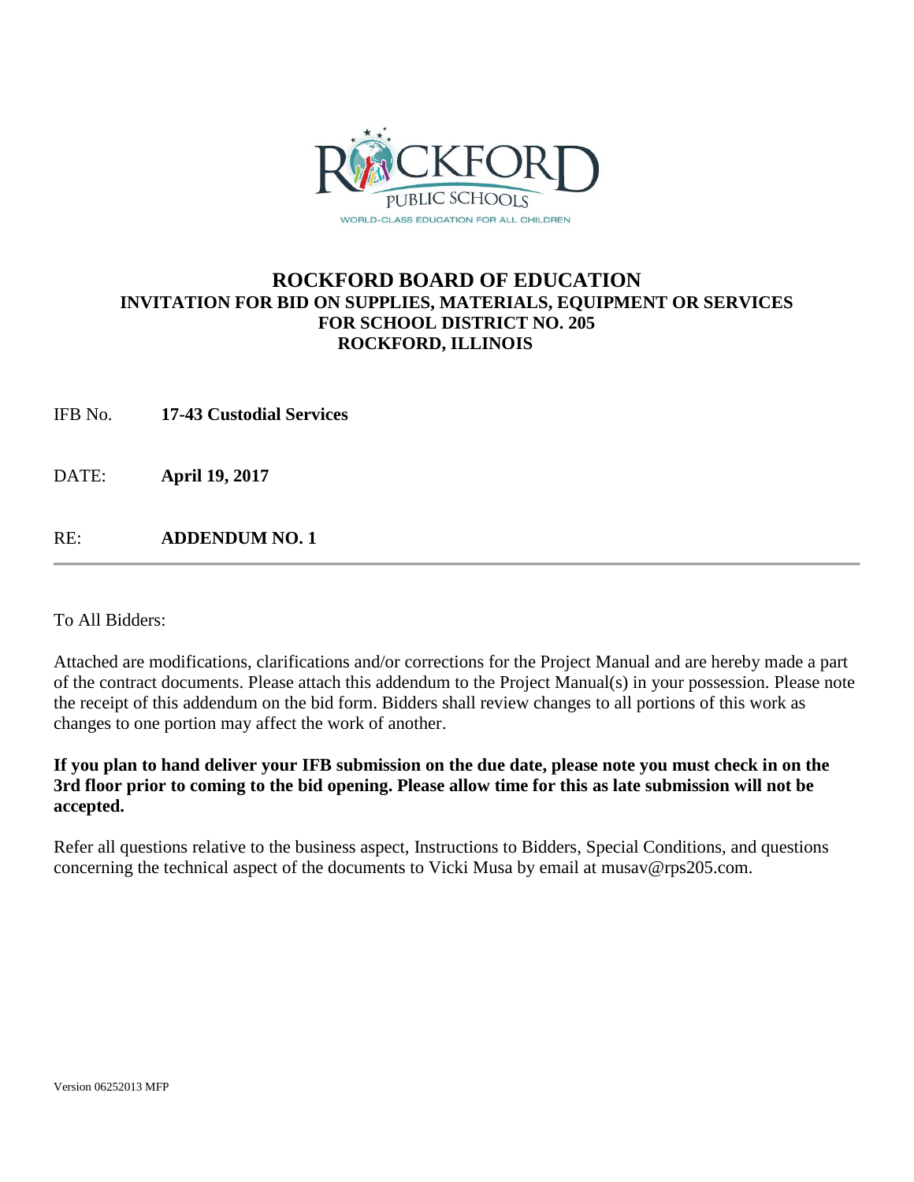# ROCKFORD BOARD OF EDUCATION

## INVITATION FOR BID ON SUPPLIES, MATERIALS, EQUIPMENT OR SERVICES FOR SCHOOL DISTRICT NO. 205 ROCKFORD, ILLINOIS

IFB No. **17-43 Custodial Services**

DATE: **April 19, 2017**

RE: **ADDENDUM NO. 1**

---

To All Bidders:

Attached are modifications, clarifications and/or corrections for the Project Manual and are hereby made a part of the contract documents. Please attach this addendum to the Project Manual(s) in your possession. Please note the receipt of this addendum on the bid form. Bidders shall review changes to all portions of this work as changes to one portion may affect the work of another.

**If you plan to hand deliver your IFB submission on the due date, please note you must check in on the 3rd floor prior to coming to the bid opening. Please allow time for this as late submission will not be accepted.**

Refer all questions relative to the business aspect, Instructions to Bidders, Special Conditions, and questions concerning the technical aspect of the documents to Vicki Musa by email at musav@rps205.com.

Version 06252013 MFP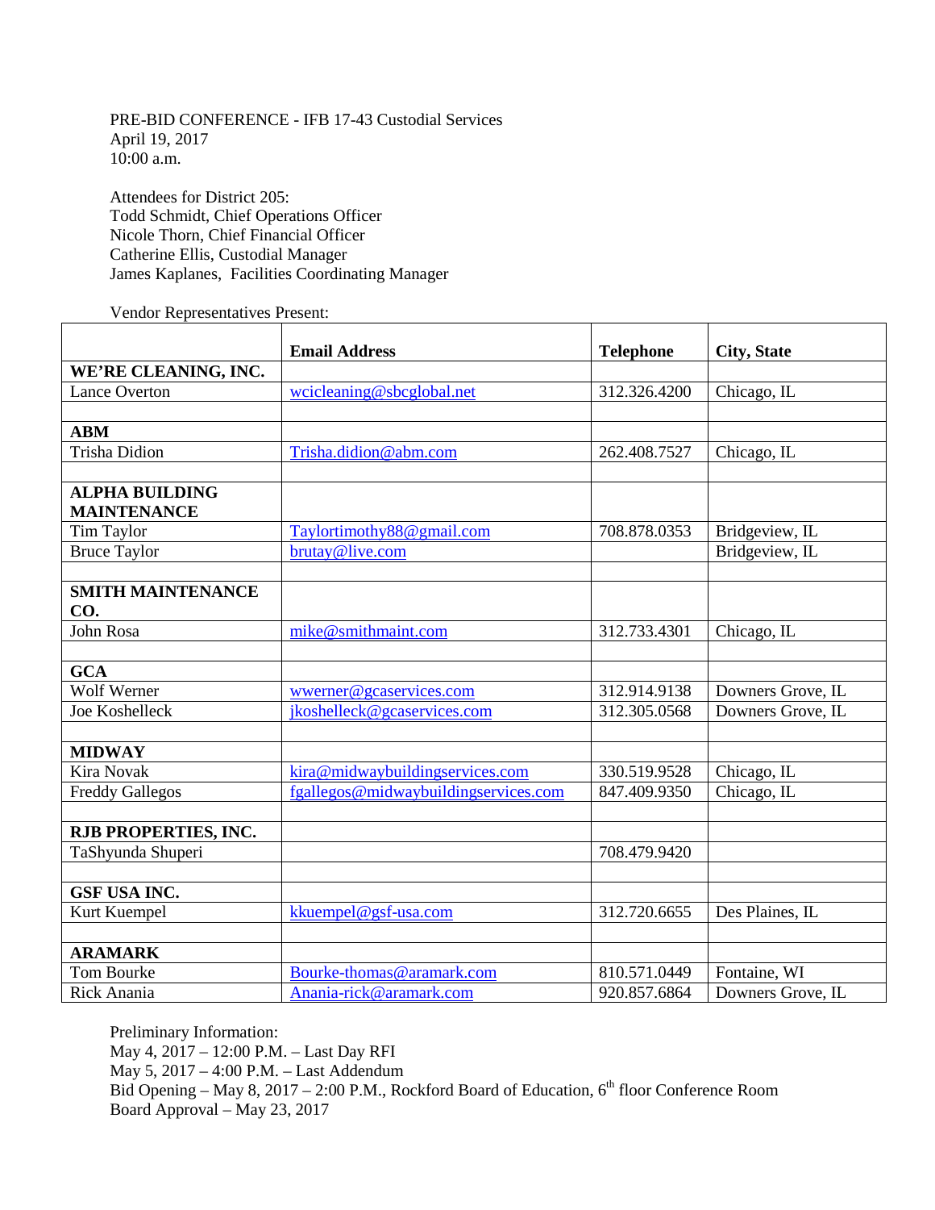PRE-BID CONFERENCE - IFB 17-43 Custodial Services
April 19, 2017
10:00 a.m.

Attendees for District 205:
Todd Schmidt, Chief Operations Officer
Nicole Thorn, Chief Financial Officer
Catherine Ellis, Custodial Manager
James Kaplanes, Facilities Coordinating Manager

Vendor Representatives Present:

| | **Email Address** | **Telephone** | **City, State** |
|---|---|---|---|
| **WE'RE CLEANING, INC.** | | | |
| Lance Overton | wcicleaning@sbcglobal.net | 312.326.4200 | Chicago, IL |
| | | | |
| **ABM** | | | |
| Trisha Didion | Trisha.didion@abm.com | 262.408.7527 | Chicago, IL |
| | | | |
| **ALPHA BUILDING MAINTENANCE** | | | |
| Tim Taylor | Taylortimothy88@gmail.com | 708.878.0353 | Bridgeview, IL |
| Bruce Taylor | brutay@live.com | | Bridgeview, IL |
| | | | |
| **SMITH MAINTENANCE CO.** | | | |
| John Rosa | mike@smithmaint.com | 312.733.4301 | Chicago, IL |
| | | | |
| **GCA** | | | |
| Wolf Werner | wwerner@gcaservices.com | 312.914.9138 | Downers Grove, IL |
| Joe Koshelleck | jkoshelleck@gcaservices.com | 312.305.0568 | Downers Grove, IL |
| | | | |
| **MIDWAY** | | | |
| Kira Novak | kira@midwaybuildingservices.com | 330.519.9528 | Chicago, IL |
| Freddy Gallegos | fgallegos@midwaybuildingservices.com | 847.409.9350 | Chicago, IL |
| | | | |
| **RJB PROPERTIES, INC.** | | | |
| TaShyunda Shuperi | | 708.479.9420 | |
| | | | |
| **GSF USA INC.** | | | |
| Kurt Kuempel | kkuempel@gsf-usa.com | 312.720.6655 | Des Plaines, IL |
| | | | |
| **ARAMARK** | | | |
| Tom Bourke | Bourke-thomas@aramark.com | 810.571.0449 | Fontaine, WI |
| Rick Anania | Anania-rick@aramark.com | 920.857.6864 | Downers Grove, IL |

Preliminary Information:
May 4, 2017 – 12:00 P.M. – Last Day RFI
May 5, 2017 – 4:00 P.M. – Last Addendum
Bid Opening – May 8, 2017 – 2:00 P.M., Rockford Board of Education, 6th floor Conference Room
Board Approval – May 23, 2017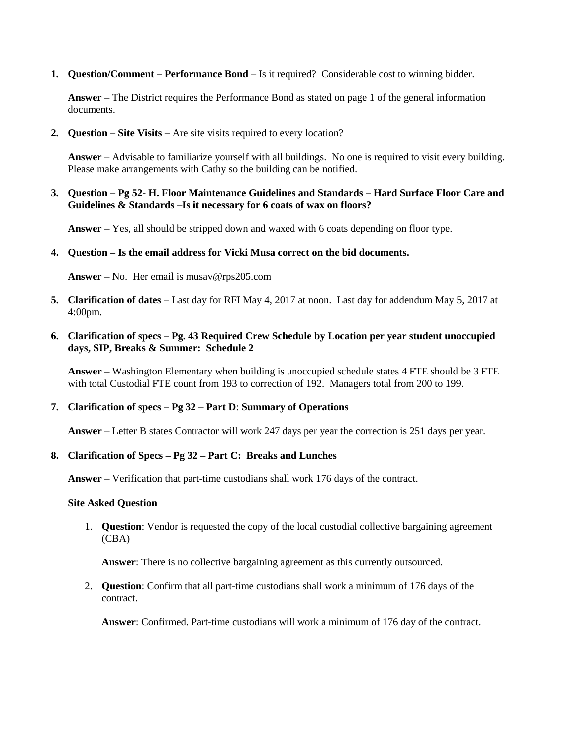1. **Question/Comment – Performance Bond** – Is it required? Considerable cost to winning bidder.

   **Answer** – The District requires the Performance Bond as stated on page 1 of the general information documents.

2. **Question – Site Visits –** Are site visits required to every location?

   **Answer** – Advisable to familiarize yourself with all buildings. No one is required to visit every building. Please make arrangements with Cathy so the building can be notified.

3. **Question – Pg 52- H. Floor Maintenance Guidelines and Standards – Hard Surface Floor Care and Guidelines & Standards –Is it necessary for 6 coats of wax on floors?**

   **Answer** – Yes, all should be stripped down and waxed with 6 coats depending on floor type.

4. **Question – Is the email address for Vicki Musa correct on the bid documents.**

   **Answer** – No. Her email is musav@rps205.com

5. **Clarification of dates** – Last day for RFI May 4, 2017 at noon. Last day for addendum May 5, 2017 at 4:00pm.

6. **Clarification of specs – Pg. 43 Required Crew Schedule by Location per year student unoccupied days, SIP, Breaks & Summer: Schedule 2**

   **Answer** – Washington Elementary when building is unoccupied schedule states 4 FTE should be 3 FTE with total Custodial FTE count from 193 to correction of 192. Managers total from 200 to 199.

7. **Clarification of specs – Pg 32 – Part D**: **Summary of Operations**

   **Answer** – Letter B states Contractor will work 247 days per year the correction is 251 days per year.

8. **Clarification of Specs – Pg 32 – Part C: Breaks and Lunches**

   **Answer** – Verification that part-time custodians shall work 176 days of the contract.

   **Site Asked Question**

   1. **Question**: Vendor is requested the copy of the local custodial collective bargaining agreement (CBA)

      **Answer**: There is no collective bargaining agreement as this currently outsourced.

   2. **Question**: Confirm that all part-time custodians shall work a minimum of 176 days of the contract.

      **Answer**: Confirmed. Part-time custodians will work a minimum of 176 day of the contract.